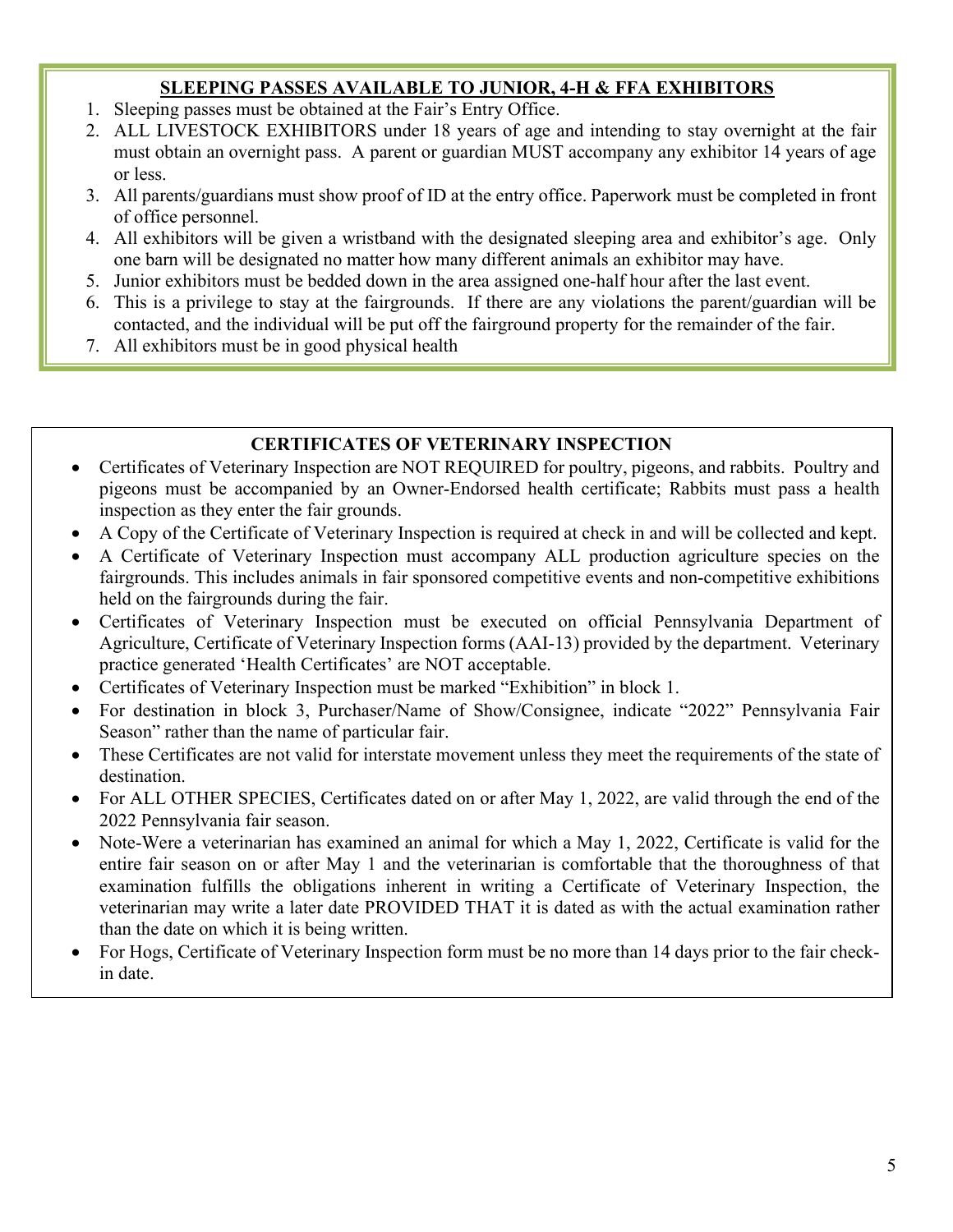## SLEEPING PASSES AVAILABLE TO JUNIOR, 4-H & FFA EXHIBITORS

1. Sleeping passes must be obtained at the Fair's Entry Office.
2. ALL LIVESTOCK EXHIBITORS under 18 years of age and intending to stay overnight at the fair must obtain an overnight pass. A parent or guardian MUST accompany any exhibitor 14 years of age or less.
3. All parents/guardians must show proof of ID at the entry office. Paperwork must be completed in front of office personnel.
4. All exhibitors will be given a wristband with the designated sleeping area and exhibitor's age. Only one barn will be designated no matter how many different animals an exhibitor may have.
5. Junior exhibitors must be bedded down in the area assigned one-half hour after the last event.
6. This is a privilege to stay at the fairgrounds. If there are any violations the parent/guardian will be contacted, and the individual will be put off the fairground property for the remainder of the fair.
7. All exhibitors must be in good physical health

## CERTIFICATES OF VETERINARY INSPECTION

- Certificates of Veterinary Inspection are NOT REQUIRED for poultry, pigeons, and rabbits. Poultry and pigeons must be accompanied by an Owner-Endorsed health certificate; Rabbits must pass a health inspection as they enter the fair grounds.
- A Copy of the Certificate of Veterinary Inspection is required at check in and will be collected and kept.
- A Certificate of Veterinary Inspection must accompany ALL production agriculture species on the fairgrounds. This includes animals in fair sponsored competitive events and non-competitive exhibitions held on the fairgrounds during the fair.
- Certificates of Veterinary Inspection must be executed on official Pennsylvania Department of Agriculture, Certificate of Veterinary Inspection forms (AAI-13) provided by the department. Veterinary practice generated 'Health Certificates' are NOT acceptable.
- Certificates of Veterinary Inspection must be marked "Exhibition" in block 1.
- For destination in block 3, Purchaser/Name of Show/Consignee, indicate "2022" Pennsylvania Fair Season" rather than the name of particular fair.
- These Certificates are not valid for interstate movement unless they meet the requirements of the state of destination.
- For ALL OTHER SPECIES, Certificates dated on or after May 1, 2022, are valid through the end of the 2022 Pennsylvania fair season.
- Note-Were a veterinarian has examined an animal for which a May 1, 2022, Certificate is valid for the entire fair season on or after May 1 and the veterinarian is comfortable that the thoroughness of that examination fulfills the obligations inherent in writing a Certificate of Veterinary Inspection, the veterinarian may write a later date PROVIDED THAT it is dated as with the actual examination rather than the date on which it is being written.
- For Hogs, Certificate of Veterinary Inspection form must be no more than 14 days prior to the fair check-in date.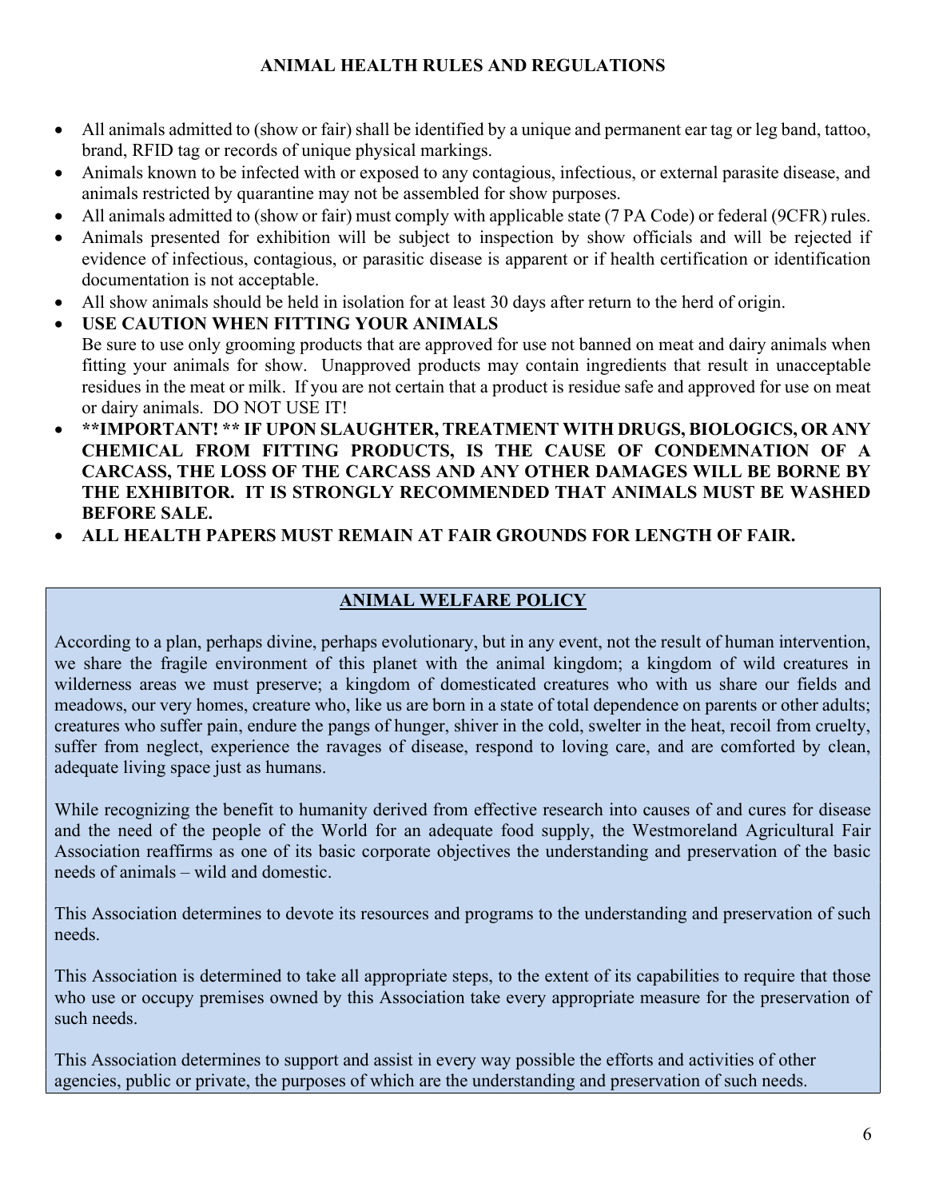## ANIMAL HEALTH RULES AND REGULATIONS

- All animals admitted to (show or fair) shall be identified by a unique and permanent ear tag or leg band, tattoo, brand, RFID tag or records of unique physical markings.
- Animals known to be infected with or exposed to any contagious, infectious, or external parasite disease, and animals restricted by quarantine may not be assembled for show purposes.
- All animals admitted to (show or fair) must comply with applicable state (7 PA Code) or federal (9CFR) rules.
- Animals presented for exhibition will be subject to inspection by show officials and will be rejected if evidence of infectious, contagious, or parasitic disease is apparent or if health certification or identification documentation is not acceptable.
- All show animals should be held in isolation for at least 30 days after return to the herd of origin.
- **USE CAUTION WHEN FITTING YOUR ANIMALS**
  Be sure to use only grooming products that are approved for use not banned on meat and dairy animals when fitting your animals for show. Unapproved products may contain ingredients that result in unacceptable residues in the meat or milk. If you are not certain that a product is residue safe and approved for use on meat or dairy animals. DO NOT USE IT!
- **\*\*IMPORTANT! \*\* IF UPON SLAUGHTER, TREATMENT WITH DRUGS, BIOLOGICS, OR ANY CHEMICAL FROM FITTING PRODUCTS, IS THE CAUSE OF CONDEMNATION OF A CARCASS, THE LOSS OF THE CARCASS AND ANY OTHER DAMAGES WILL BE BORNE BY THE EXHIBITOR. IT IS STRONGLY RECOMMENDED THAT ANIMALS MUST BE WASHED BEFORE SALE.**
- **ALL HEALTH PAPERS MUST REMAIN AT FAIR GROUNDS FOR LENGTH OF FAIR.**

## ANIMAL WELFARE POLICY

According to a plan, perhaps divine, perhaps evolutionary, but in any event, not the result of human intervention, we share the fragile environment of this planet with the animal kingdom; a kingdom of wild creatures in wilderness areas we must preserve; a kingdom of domesticated creatures who with us share our fields and meadows, our very homes, creature who, like us are born in a state of total dependence on parents or other adults; creatures who suffer pain, endure the pangs of hunger, shiver in the cold, swelter in the heat, recoil from cruelty, suffer from neglect, experience the ravages of disease, respond to loving care, and are comforted by clean, adequate living space just as humans.

While recognizing the benefit to humanity derived from effective research into causes of and cures for disease and the need of the people of the World for an adequate food supply, the Westmoreland Agricultural Fair Association reaffirms as one of its basic corporate objectives the understanding and preservation of the basic needs of animals – wild and domestic.

This Association determines to devote its resources and programs to the understanding and preservation of such needs.

This Association is determined to take all appropriate steps, to the extent of its capabilities to require that those who use or occupy premises owned by this Association take every appropriate measure for the preservation of such needs.

This Association determines to support and assist in every way possible the efforts and activities of other agencies, public or private, the purposes of which are the understanding and preservation of such needs.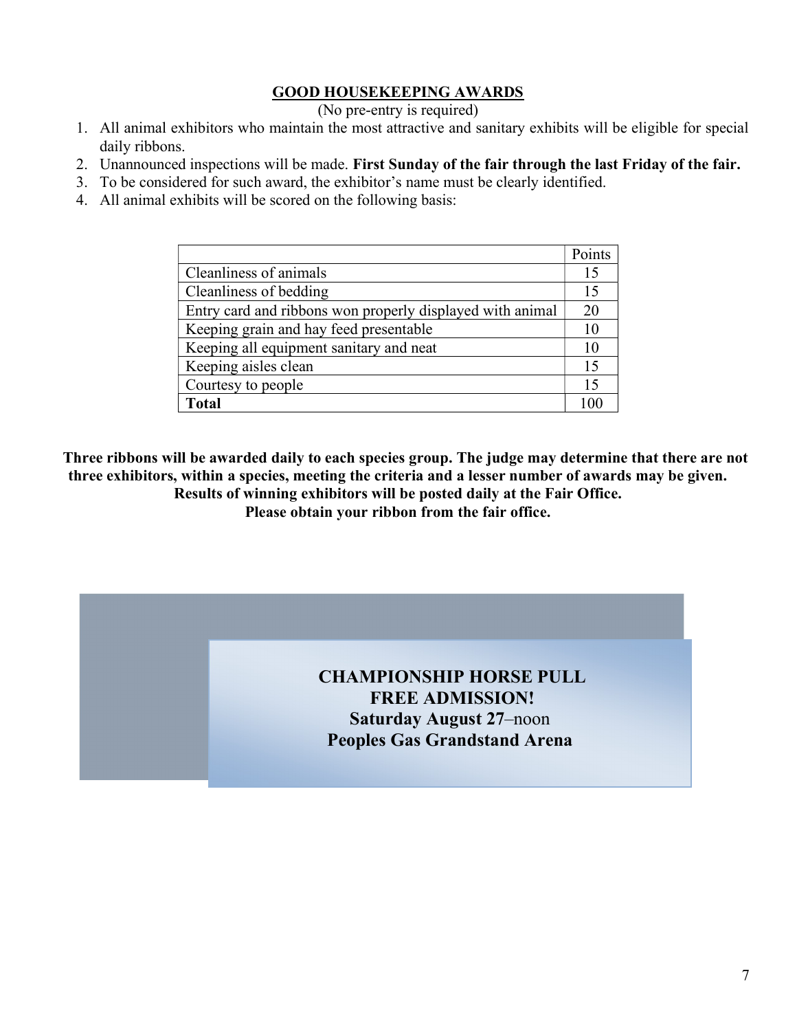## GOOD HOUSEKEEPING AWARDS

(No pre-entry is required)

1. All animal exhibitors who maintain the most attractive and sanitary exhibits will be eligible for special daily ribbons.
2. Unannounced inspections will be made. **First Sunday of the fair through the last Friday of the fair.**
3. To be considered for such award, the exhibitor's name must be clearly identified.
4. All animal exhibits will be scored on the following basis:

| | Points |
|---|---|
| Cleanliness of animals | 15 |
| Cleanliness of bedding | 15 |
| Entry card and ribbons won properly displayed with animal | 20 |
| Keeping grain and hay feed presentable | 10 |
| Keeping all equipment sanitary and neat | 10 |
| Keeping aisles clean | 15 |
| Courtesy to people | 15 |
| **Total** | 100 |

**Three ribbons will be awarded daily to each species group. The judge may determine that there are not three exhibitors, within a species, meeting the criteria and a lesser number of awards may be given. Results of winning exhibitors will be posted daily at the Fair Office. Please obtain your ribbon from the fair office.**

**CHAMPIONSHIP HORSE PULL**

**FREE ADMISSION!**

**Saturday August 27**–noon

**Peoples Gas Grandstand Arena**